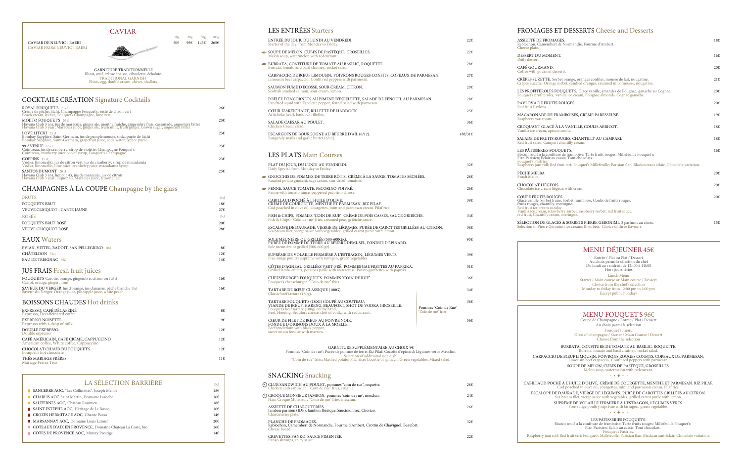## CAVIAR

| | 10g | 30g | 50g | 100g |
|---|---|---|---|---|
| CAVIAR DE NEUVIC - BAERI<br>CAVIAR FROM NEUVIC - BAERI | 50€ | 95€ | 145€ | 265€ |

GARNITURE TRADITIONNELLE
Blinis, œuf, crème épaisse, ciboulette, échalote.
TRADITIONAL GARNISH
Blinis, egg, double cream, chives, shallots.

## COCKTAILS CRÉATION Signature Cocktails

| | |
|---|---|
| ROYAL FOUQUET'S 20 cl<br>Crème de pêche, litchi, Champagne Fouquet's, zeste de citron vert<br>Peach cream, lychee, Fouquet's Champagne, lime zest | 26€ |
| MOJITO FOUQUET'S 20 cl<br>Havana Club 3 ans, jus de maracuja, ginger ale, menthe fraîche, gingembre frais, cassonade, angostura bitter<br>Havana Club 3 year, Maracuja juice, ginger ale, fresh mint, fresh ginger, brown sugar, angostura bitter | 23€ |
| LOVE LITCHI 25 cl<br>Bombay Sapphire, Saint-Germain, jus de pamplemousse, soda, purée de litchi<br>Bombay Sapphire, Saint-Germain, grapefruit juice, soda water, lychee purée | 23€ |
| 99 AVENUE 15 cl<br>Cointreau, jus de cranberry, sirop de violette, Champagne Fouquet's<br>Cointreau, cranberry juice, violet syrup, Fouquet's Champagne | 23€ |
| COPPINS 15 cl<br>Vodka, limoncello, jus de citron vert, jus de cranberry, sirop de macadamia<br>Vodka, limoncello, lime juice, cranberry juice, macadamia syrup | 23€ |
| SANTOS DUMONT 20 cl<br>Havana Club 3 ans, liqueur 43, jus de maracuja, jus de citron<br>Havana Club 3 year, Liquor 43, Maracuja juice, lemon juice | 23€ |

## CHAMPAGNES À LA COUPE Champagne by the glass

| BRUTS | 15cl |
|---|---|
| FOUQUET'S BRUT | 18€ |
| VEUVE CLICQUOT - CARTE JAUNE | 27€ |
| ROSÉS | 15cl |
| FOUQUET'S BRUT ROSÉ | 20€ |
| VEUVE CLICQUOT ROSÉ | 28€ |

## EAUX Waters

| | |
|---|---|
| EVIAN, VITTEL, BADOIT, SAN PELLEGRINO 50cl | 8€ |
| CHÂTELDON 75cl | 12€ |
| EAU DE TREIGNAC 75cl | 14€ |

## JUS FRAIS Fresh fruit juices

| | |
|---|---|
| FOUQUET'S Carotte, orange, gingembre, citron vert 25cl<br>Carrot, orange, ginger, lime | 16€ |
| SAVEUR DU VERGER Jus d'orange, jus d'ananas, pêche blanche 25cl<br>Saveur du Verger Orange juice, pineapple juice, white peach | 16€ |

## BOISSONS CHAUDES Hot drinks

| | |
|---|---|
| EXPRESSO, CAFÉ DÉCAFÉINÉ<br>Expresso, Decaffeinated coffee | 8€ |
| EXPRESSO NOISETTE<br>Expresso with a drop of milk | 9€ |
| DOUBLE EXPRESSO<br>Double espresso | 12€ |
| CAFÉ AMÉRICAIN, CAFÉ CRÈME, CAPPUCCINO<br>American coffee, White coffee, Cappuccino | 12€ |
| CHOCOLAT CHAUD DU FOUQUET'S<br>Fouquet's hot chocolate | 12€ |
| THÉS MARIAGE FRÈRES<br>Mariage Frères Teas | 11€ |

## LA SÉLECTION BARRIÈRE

| | 15cl |
|---|---|
| SANCERRE AOC, "Les Collinettes", Joseph Mellot | 15€ |
| CHABLIS AOC Saint Martin, Domaine Laroche | 16€ |
| SAUTERNES AOC, Château Roumieu | 18€ |
| SAINT ESTÈPHE AOC, Héritage de Le Boscq | 16€ |
| CROZES HERMITAGE AOC, Chante Passo | 14€ |
| MARSANNAY AOC, Domaine Louis Latour | 20€ |
| COTEAUX D'AIX EN PROVENCE, Domaine Château La Coste, bio | 16€ |
| CÔTES DE PROVENCE AOC, Minuty Prestige | 14€ |

## LES ENTRÉES Starters

| | |
|---|---|
| ENTRÉE DU JOUR, DU LUNDI AU VENDREDI.<br>Starter of the day, from Monday to Friday. | 22€ |
| SOUPE DE MELON, CUBES DE PASTÈQUE, GROSEILLES.<br>Melon soup, watermelon with redcurrant. | 22€ |
| BURRATA, CONFITURE DE TOMATE AU BASILIC, ROQUETTE.<br>Burrata, tomato and basil chutney, rocket salad. | 28€ |
| CARPACCIO DE BŒUF LIMOUSIN, POIVRONS ROUGES CONFITS, COPEAUX DE PARMESAN.<br>Limousin beef carpaccio, Confit red peppers with parmesan. | 27€ |
| SAUMON FUMÉ D'ECOSSE, SOUR CREAM, CITRON.<br>Scottish smoked salmon, sour cream, lemon. | 29€ |
| POÊLÉE D'ENCORNETS AU PIMENT D'ESPELETTE, SALADE DE FENOUIL AU PARMESAN.<br>Pan fried squid with Espelette pepper, fennel salad with parmesan. | 28€ |
| CŒUR D'ARTICHAUT, RILLETTE DE HADDOCK.<br>Artichoke heart, haddock rillettes. | 25€ |
| SALADE CAESAR AU POULET.<br>Chicken Caesar salad. | 36€ |
| ESCARGOTS DE BOURGOGNE AU BEURRE D'AIL (6/12).<br>Burgundy snails and garlic butter (6/12). | 18€/31€ |

## LES PLATS Main Courses

| | |
|---|---|
| PLAT DU JOUR, DU LUNDI AU VENDREDI.<br>Daily Special, from Monday to Friday. | 32€ |
| GNOCCHIS DE POMMES DE TERRE RÔTIS, CRÈME À LA SAUGE, TOMATES SÉCHÉES.<br>Roasted potato gnocchi, sage cream, sun-dried tomatoes. | 28€ |
| PENNE, SAUCE TOMATE, PECORINO POIVRÉ.<br>Penne with tomato sauce, peppered pecorino cheese. | 26€ |
| CABILLAUD POCHÉ À L'HUILE D'OLIVE, CRÈME DE COURGETTE, MENTHE ET PARMESAN. RIZ PILAF.<br>Cod poached in olive oil, courgettes, mint and parmesan cream. Pilaf rice. | 38€ |
| FISH & CHIPS, POMMES "COIN DE RUE", CRÈME DE POIS CASSÉS, SAUCE GRIBICHE.<br>Fish & Chips, "Coin de rue" fries, creamed peas, gribiche sauce. | 34€ |
| ESCALOPE DE DAURADE, VIERGE DE LÉGUMES. PURÉE DE CAROTTES GRILLÉES AU CITRON.<br>Sea bream filet, vierge sauce with vegetables. grilled carrot purée with lemon. | 38€ |
| SOLE MEUNIÈRE OU GRILLÉE (500-600GR). PURÉE DE POMME DE TERRE AU BEURRE DEMI-SEL, FONDUE D'ÉPINARD.<br>Sole meunière or grilled (500-600 gr). | 95€ |
| SUPRÊME DE VOLAILLE FERMIÈRE À L'ESTRAGON, LÉGUMES VERTS.<br>Free-range poultry suprême with tarragon, green vegetables. | 39€ |
| CÔTES D'AGNEAU GRILLÉES VERT-PRÉ. POMMES GAUFRETTES AU PAPRIKA.<br>Grilled lambs cutlets, potatoes paille with watercress. Potato gaufrettes with paprika. | 51€ |
| CHEESEBURGER FOUQUET'S. POMMES "COIN DE RUE".<br>Fouquet's cheeseburger. "Coin de rue" fries. | 36€ |
| TARTARE DE BŒUF CLASSIQUE (180G).<br>Classic beef tartare (180g). | 34€ |
| TARTARE FOUQUET'S (180G) COUPÉ AU COUTEAU, VIANDE DE BŒUF, HARENG, BEAUFORT, SHOT DE VODKA GROSEILLE.<br>Fouquet's beef tartare (180g) cut by hand, Beef, Heering, Beaufort cheese, shot of vodka with redcurrant. — Pommes "Coin de Rue" / "Coin de rue" fries | 36€ |
| CŒUR DE FILET DE BŒUF AU POIVRE NOIR, FONDUE D'OIGNONS DOUX À LA MOELLE.<br>Beef tenderloin with black pepper, sweet onion fondue with marrow. | 56€ |

GARNITURE SUPPLÉMENTAIRE AU CHOIX 9€
Pommes "Coin de rue"; Purée de pomme de terre; Riz Pilaf; Cocotte d'épinard; Légumes verts; Mesclun.
Selection of additional side dish
"Coin de rue" fries; Mashed potato; Pilaf rice; Cocotte of spinach; Green vegetables; Mixed salad.

## SNACKING Snacking

| | |
|---|---|
| CLUB SANDWICH AU POULET, pommes "coin de rue", roquette.<br>Chicken club sandwich, "Coin de rue" fries, arugula. | 28€ |
| CROQUE MONSIEUR JAMBON, pommes "coin de rue", mesclun.<br>Ham Croque Monsieur, "Coin de rue" fries, mesclun. | 24€ |
| ASSIETTE DE CHARCUTERIES.<br>Jambon parisien (IDF), Jambon Ibérique, Saucisson sec, Chorizo.<br>Charcuteries plate. | 26€ |
| PLANCHE DE FROMAGES.<br>Reblochon, Camembert de Normandie, Fourme d'Ambert, Crottin de Chavignol, Beaufort.<br>Cheese board. | 32€ |
| CREVETTES PANKO, SAUCE PIMENTÉE.<br>Panko shrimps, spicy sauce. | 22€ |

## FROMAGES ET DESSERTS Cheese and Desserts

| | |
|---|---|
| ASSIETTE DE FROMAGES.<br>Reblochon, Camembert de Normandie, Fourme d'Ambert.<br>Cheese plate. | 18€ |
| DESSERT DU MOMENT.<br>Daily dessert | 16€ |
| CAFÉ GOURMAND.<br>Coffee with gourmet desserts. | 20€ |
| CRÊPES SUZETTE. Sorbet orange, oranges confites, mousse de lait, nougatine.<br>Crêpes Suzette. Orange sorbet, candied oranges, creamed milk mousse, nougatine. | 21€ |
| LES PROFITEROLES FOUQUET'S, Glace vanille, amandes de Polignac, ganache au Cognac.<br>Fouquet's profiteroles, vanilla ice cream, Polignac almonds, Cognac ganache. | 20€ |
| PAVLOVA DE FRUITS ROUGES.<br>Red fruit Pavlova. | 20€ |
| MACARONADE DE FRAMBOISES, CRÈME PARESSEUSE.<br>Raspberry variations. | 19€ |
| CROQUANT GLACÉ À LA VANILLE, COULIS ABRICOT.<br>Vanilla ice cream, apricot coulis. | 18€ |
| SALADE DE FRUITS ROUGES. CHANTILLY AU CAMPARI.<br>Red fruit salad. Campari chantilly cream. | 18€ |
| LES PÂTISSERIES FOUQUET'S.<br>Biscuit roulé à la confiture de framboise; Tarte fruits rouges; Millefeuille Fouquet's; Flan Parisien; Éclair au cassis; Tout chocolats.<br>Fouquet's Pastries.<br>Raspberry jam roll; Red fruit tart; Fouquet's Millefeuille; Parisian flan; Blackcurrant éclair; Chocolate variation. | 16€ |
| PÊCHE MELBA<br>Peach Melba | 20€ |
| CHOCOLAT LIÉGEOIS.<br>Chocolate ice cream liégeois with cream. | 20€ |
| COUPE FRUITS ROUGES.<br>Glace vanille, Sorbet fraise, Sorbet framboise, Coulis de fruits rouges, fruits rouges, chantilly, meringue.<br>Red fruit ice cream sunday.<br>Vanilla ice cream, strawberry sorbet, raspberry sorbet, red fruit sauce, red fruit, Chantilly cream, meringue. | 20€ |
| SÉLECTION DE GLACES & SORBETS PIERRE GERONIMI. 3 parfums au choix.<br>Selection of Pierre Geronimi ice creams & sorbets. Choice of three flavours. | 15€ |

## MENU DÉJEUNER 45€

Entrée / Plat ou Plat / Dessert
Au choix parmi la sélection du chef
Du lundi au vendredi de 12h00 à 14h00
Hors jours fériés

Lunch Menu
Starter / Main course or Main course / Dessert
Choice from the chef's selection
Monday to friday from 12:00 pm to 2:00 pm
Except public holidays

## MENU FOUQUET'S 96€

Coupe de Champagne / Entrée / Plat / Dessert
Au choix parmi la sélection

Fouquet's menu
Glass of champagne / Starter / Main Course / Dessert
Choose from the selection

BURRATA, CONFITURE DE TOMATE AU BASILIC, ROQUETTE.
Burrata, tomato and basil chutney, rocket salad.

CARPACCIO DE BŒUF LIMOUSIN, POIVRONS ROUGES CONFITS, COPEAUX DE PARMESAN.
Limousin beef carpaccio, Confit red peppers with parmesan.

SOUPE DE MELON, CUBES DE PASTÈQUE, GROSEILLES.
Melon soup, watermelon with redcurrant.

· · ✦ · ·

CABILLAUD POCHÉ À L'HUILE D'OLIVE, CRÈME DE COURGETTE, MENTHE ET PARMESAN. RIZ PILAF.
Cod poached in olive oil, courgettes, mint and parmesan cream. Pilaf rice.

ESCALOPE DE DAURADE, VIERGE DE LÉGUMES. PURÉE DE CAROTTES GRILLÉES AU CITRON.
Sea bream filet, vierge sauce with vegetables. grilled carrot purée with lemon.

SUPRÊME DE VOLAILLE FERMIÈRE À L'ESTRAGON, LÉGUMES VERTS.
Free-range poultry suprême with tarragon, green vegetables.

· · ✦ · ·

LES PÂTISSERIES FOUQUET'S.
Biscuit roulé à la confiture de framboise; Tarte fruits rouges; Millefeuille Fouquet's;
Flan Parisien; Éclair au cassis; Tout chocolats.
Fouquet's Pastries.
Raspberry jam roll; Red fruit tart; Fouquet's Millefeuille; Parisian flan; Blackcurrant éclair; Chocolate variation.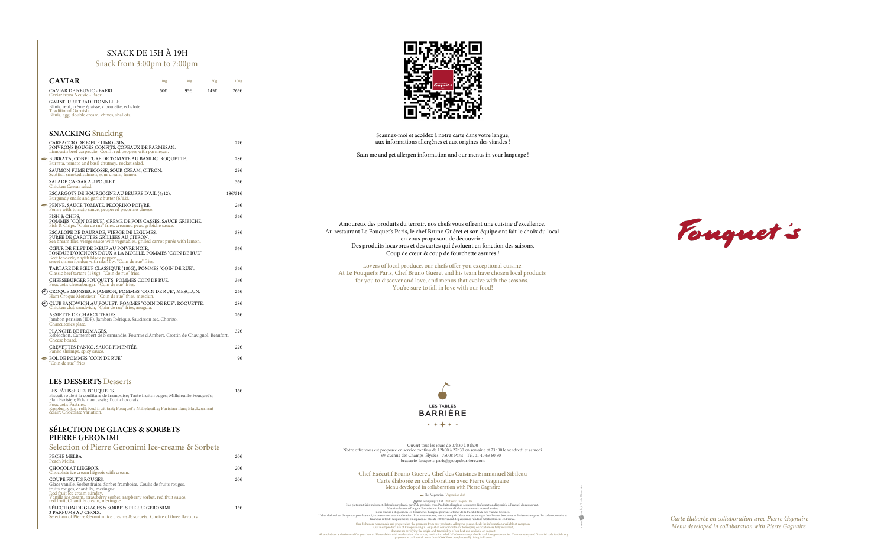# SNACK DE 15H À 19H

## Snack from 3:00pm to 7:00pm

### CAVIAR

| | 10g | 30g | 50g | 100g |
|---|---|---|---|---|
| CAVIAR DE NEUVIC - BAERI<br>Caviar from Neuvic - Baeri | 50€ | 95€ | 145€ | 265€ |

GARNITURE TRADITIONNELLE
Blinis, œuf, crème épaisse, ciboulette, échalote.
Traditional Garnish
Blinis, egg, double cream, chives, shallots.

### SNACKING Snacking

| | |
|---|---|
| CARPACCIO DE BŒUF LIMOUSIN, POIVRONS ROUGES CONFITS, COPEAUX DE PARMESAN.<br>Limousin beef carpaccio, Confit red peppers with parmesan. | 27€ |
| BURRATA, CONFITURE DE TOMATE AU BASILIC, ROQUETTE.<br>Burrata, tomato and basil chutney, rocket salad. | 28€ |
| SAUMON FUMÉ D'ECOSSE, SOUR CREAM, CITRON.<br>Scottish smoked salmon, sour cream, lemon. | 29€ |
| SALADE CAESAR AU POULET.<br>Chicken Caesar salad. | 36€ |
| ESCARGOTS DE BOURGOGNE AU BEURRE D'AIL (6/12).<br>Burgundy snails and garlic butter (6/12). | 18€/31€ |
| PENNE, SAUCE TOMATE, PECORINO POIVRÉ.<br>Penne with tomato sauce, peppered pecorino cheese. | 26€ |
| FISH & CHIPS, POMMES "COIN DE RUE", CRÈME DE POIS CASSÉS, SAUCE GRIBICHE.<br>Fish & Chips, "Coin de rue" fries, creamed peas, gribiche sauce. | 34€ |
| ESCALOPE DE DAURADE, VIERGE DE LÉGUMES. PURÉE DE CAROTTES GRILLÉES AU CITRON.<br>Sea bream filet, vierge sauce with vegetables. grilled carrot purée with lemon. | 38€ |
| CŒUR DE FILET DE BŒUF AU POIVRE NOIR, FONDUE D'OIGNONS DOUX À LA MOELLE. POMMES "COIN DE RUE".<br>Beef tenderloin with black pepper, sweet onion fondue with marrow. "Coin de rue" fries. | 56€ |
| TARTARE DE BŒUF CLASSIQUE (180G), POMMES "COIN DE RUE".<br>Classic beef tartare (180g), "Coin de rue" fries. | 34€ |
| CHEESEBURGER FOUQUET'S. POMMES COIN DE RUE.<br>Fouquet's cheeseburger. "Coin de rue" fries. | 36€ |
| CROQUE MONSIEUR JAMBON, POMMES "COIN DE RUE", MESCLUN.<br>Ham Croque Monsieur, "Coin de rue" fries, mesclun. | 24€ |
| CLUB SANDWICH AU POULET, POMMES "COIN DE RUE", ROQUETTE.<br>Chicken club sandwich, "Coin de rue" fries, arugula. | 28€ |
| ASSIETTE DE CHARCUTERIES.<br>Jambon parisien (IDF), Jambon Ibérique, Saucisson sec, Chorizo.<br>Charcuteries plate. | 26€ |
| PLANCHE DE FROMAGES.<br>Reblochon, Camembert de Normandie, Fourme d'Ambert, Crottin de Chavignol, Beaufort.<br>Cheese board. | 32€ |
| CREVETTES PANKO, SAUCE PIMENTÉE.<br>Panko shrimps, spicy sauce. | 22€ |
| BOL DE POMMES "COIN DE RUE"<br>"Coin de rue" fries | 9€ |

### LES DESSERTS Desserts

| | |
|---|---|
| LES PÂTISSERIES FOUQUET'S.<br>Biscuit roulé à la confiture de framboise; Tarte fruits rouges; Millefeuille Fouquet's; Flan Parisien; Éclair au cassis; Tout chocolats.<br>Fouquet's Pastries.<br>Raspberry jam roll; Red fruit tart; Fouquet's Millefeuille; Parisian flan; Blackcurrant eclair; Chocolate variation. | 16€ |

### SÉLECTION DE GLACES & SORBETS PIERRE GERONIMI

Selection of Pierre Geronimi Ice-creams & Sorbets

| | |
|---|---|
| PÊCHE MELBA<br>Peach Melba | 20€ |
| CHOCOLAT LIÉGEOIS.<br>Chocolate ice cream liégeois with cream. | 20€ |
| COUPE FRUITS ROUGES.<br>Glace vanille, Sorbet framboise, Coulis de fruits rouges, fruits rouges, chantilly, meringue.<br>Red fruit ice cream sunday.<br>Vanilla ice cream, strawberry sorbet, raspberry sorbet, red fruit sauce, red fruit, Chantilly cream, meringue. | 20€ |
| SÉLECTION DE GLACES & SORBETS PIERRE GERONIMI. 3 PARFUMS AU CHOIX.<br>Selection of Pierre Geronimi ice creams & sorbets. Choice of three flavours. | 15€ |

Scannez-moi et accédez à notre carte dans votre langue, aux informations allergènes et aux origines des viandes !

Scan me and get allergen information and our menus in your language !

Amoureux des produits du terroir, nos chefs vous offrent une cuisine d'excellence.
Au restaurant Le Fouquet's Paris, le chef Bruno Guéret et son équipe ont fait le choix du local en vous proposant de découvrir :
Des produits locavores et des cartes qui évoluent en fonction des saisons.
Coup de cœur & coup de fourchette assurés !

Lovers of local produce, our chefs offer you exceptional cuisine.
At Le Fouquet's Paris, Chef Bruno Guéret and his team have chosen local products for you to discover and love, and menus that evolve with the seasons.
You're sure to fall in love with our food!

Fouquet's

LES TABLES BARRIÈRE

Ouvert tous les jours de 07h30 à 01h00
Notre offre vous est proposée en service continu de 12h00 à 22h30 en semaine et 23h00 le vendredi et samedi
99, avenue des Champs-Élysées - 75008 Paris - Tél. 01 40 69 60 50 -
brasserie-fouquets-paris@groupebarriere.com

Chef Exécutif Bruno Gueret, Chef des Cuisines Emmanuel Sibileau
Carte élaborée en collaboration avec Pierre Gagnaire
Menu developed in collaboration with Pierre Gagnaire

Plat Végétarien Vegetarian dish

Plat servi jusqu'à 19h Plat servi jusqu'à 19h

Nos plats sont faits maison et élaborés sur place à partir de produits crus. Produits allergènes : consultez l'information disponible à l'accueil du restaurant. Nos viandes sont d'origine Européenne. Par volonté d'informer au mieux notre clientèle, nous tenons à disposition les documents d'origine pouvant attester de la traçabilité de nos viandes bovines. L'abus d'alcool est dangereux pour la santé, à consommer avec modération. Prix nets en euros, service compris. Nous n'acceptons pas les chèques bancaires et devises étrangères. Le code monétaire et financier interdit les paiements en espèces de plus de 1000€ venant de personnes résidant habituellement en France.

Our dishes are homemade and prepared on the premises from raw products. Allergens: please check the information available at reception. Our meat product are of European origin. As part of our commitment to keeping our customers fully informed, documents certifying the origin and traceability of our beef are available on request. Alcohol abuse is detrimental for your health. Please drink with moderation. Net prices, service included. We do not accept checks and foreign currencies. The monetary and financial code forbids any payment in cash worth more than 1000€ from people usually living in France.

*Carte élaborée en collaboration avec Pierre Gagnaire*
*Menu developed in collaboration with Pierre Gagnaire*